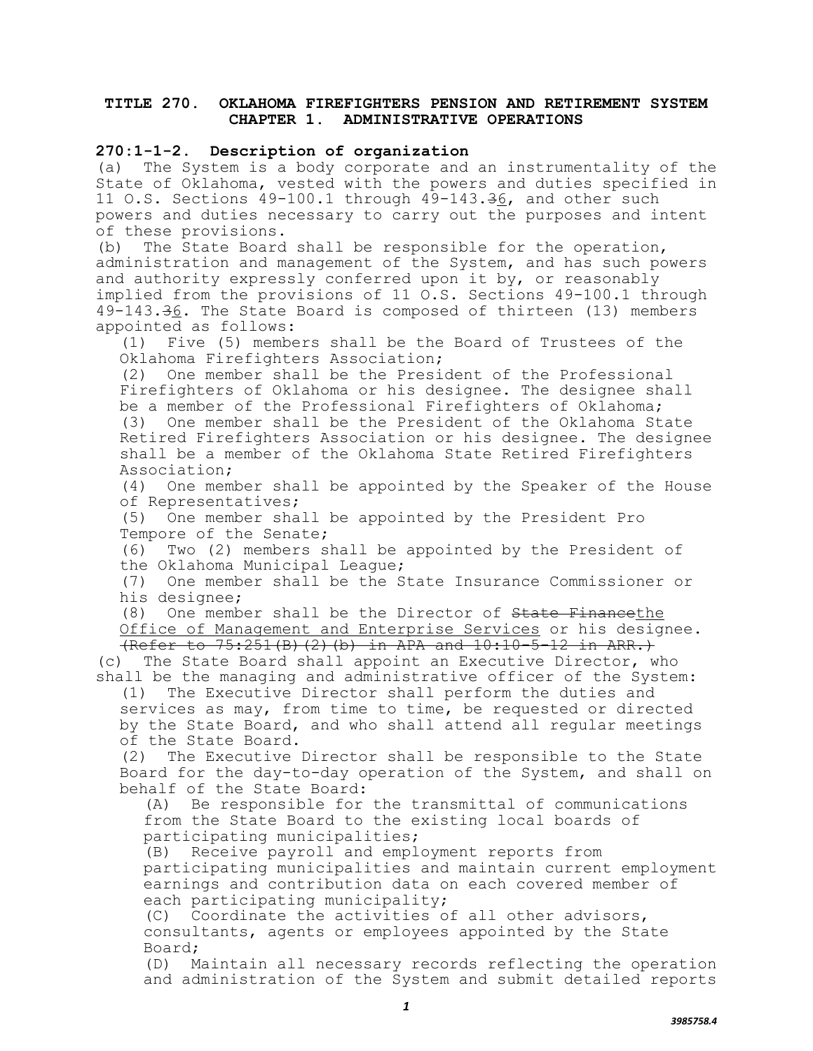# TITLE 270. OKLAHOMA FIREFIGHTERS PENSION AND RETIREMENT SYSTEM
## CHAPTER 1. ADMINISTRATIVE OPERATIONS

### 270:1-1-2. Description of organization

(a) The System is a body corporate and an instrumentality of the State of Oklahoma, vested with the powers and duties specified in 11 O.S. Sections 49-100.1 through 49-143.~~3~~6, and other such powers and duties necessary to carry out the purposes and intent of these provisions.

(b) The State Board shall be responsible for the operation, administration and management of the System, and has such powers and authority expressly conferred upon it by, or reasonably implied from the provisions of 11 O.S. Sections 49-100.1 through 49-143.~~3~~6. The State Board is composed of thirteen (13) members appointed as follows:

(1) Five (5) members shall be the Board of Trustees of the Oklahoma Firefighters Association;

(2) One member shall be the President of the Professional Firefighters of Oklahoma or his designee. The designee shall be a member of the Professional Firefighters of Oklahoma;

(3) One member shall be the President of the Oklahoma State Retired Firefighters Association or his designee. The designee shall be a member of the Oklahoma State Retired Firefighters Association;

(4) One member shall be appointed by the Speaker of the House of Representatives;

(5) One member shall be appointed by the President Pro Tempore of the Senate;

(6) Two (2) members shall be appointed by the President of the Oklahoma Municipal League;

(7) One member shall be the State Insurance Commissioner or his designee;

(8) One member shall be the Director of ~~State Finance~~the Office of Management and Enterprise Services or his designee. ~~(Refer to 75:251(B)(2)(b) in APA and 10:10-5-12 in ARR.)~~

(c) The State Board shall appoint an Executive Director, who shall be the managing and administrative officer of the System:

(1) The Executive Director shall perform the duties and services as may, from time to time, be requested or directed by the State Board, and who shall attend all regular meetings of the State Board.

(2) The Executive Director shall be responsible to the State Board for the day-to-day operation of the System, and shall on behalf of the State Board:

(A) Be responsible for the transmittal of communications from the State Board to the existing local boards of participating municipalities;

(B) Receive payroll and employment reports from participating municipalities and maintain current employment earnings and contribution data on each covered member of each participating municipality;

(C) Coordinate the activities of all other advisors, consultants, agents or employees appointed by the State Board;

(D) Maintain all necessary records reflecting the operation and administration of the System and submit detailed reports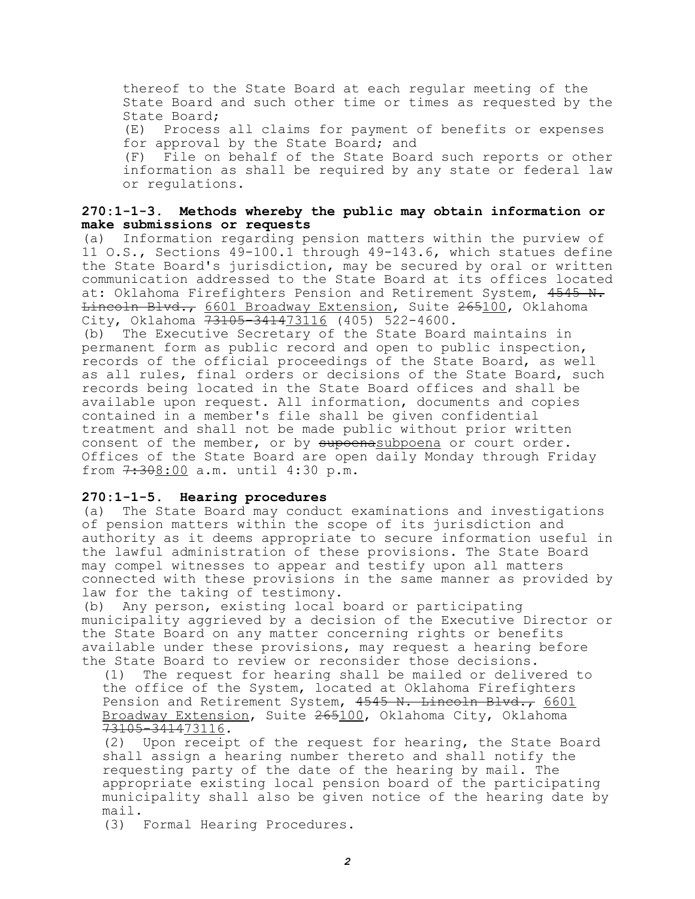thereof to the State Board at each regular meeting of the State Board and such other time or times as requested by the State Board;

(E) Process all claims for payment of benefits or expenses for approval by the State Board; and

(F) File on behalf of the State Board such reports or other information as shall be required by any state or federal law or regulations.

**270:1-1-3. Methods whereby the public may obtain information or make submissions or requests**

(a) Information regarding pension matters within the purview of 11 O.S., Sections 49-100.1 through 49-143.6, which statues define the State Board's jurisdiction, may be secured by oral or written communication addressed to the State Board at its offices located at: Oklahoma Firefighters Pension and Retirement System, ~~4545 N. Lincoln Blvd.,~~ <u>6601 Broadway Extension</u>, Suite ~~265~~<u>100</u>, Oklahoma City, Oklahoma ~~73105-3414~~<u>73116</u> (405) 522-4600.

(b) The Executive Secretary of the State Board maintains in permanent form as public record and open to public inspection, records of the official proceedings of the State Board, as well as all rules, final orders or decisions of the State Board, such records being located in the State Board offices and shall be available upon request. All information, documents and copies contained in a member's file shall be given confidential treatment and shall not be made public without prior written consent of the member, or by ~~supoena~~<u>subpoena</u> or court order. Offices of the State Board are open daily Monday through Friday from ~~7:30~~<u>8:00</u> a.m. until 4:30 p.m.

**270:1-1-5. Hearing procedures**

(a) The State Board may conduct examinations and investigations of pension matters within the scope of its jurisdiction and authority as it deems appropriate to secure information useful in the lawful administration of these provisions. The State Board may compel witnesses to appear and testify upon all matters connected with these provisions in the same manner as provided by law for the taking of testimony.

(b) Any person, existing local board or participating municipality aggrieved by a decision of the Executive Director or the State Board on any matter concerning rights or benefits available under these provisions, may request a hearing before the State Board to review or reconsider those decisions.

(1) The request for hearing shall be mailed or delivered to the office of the System, located at Oklahoma Firefighters Pension and Retirement System, ~~4545 N. Lincoln Blvd.,~~ <u>6601 Broadway Extension</u>, Suite ~~265~~<u>100</u>, Oklahoma City, Oklahoma ~~73105-3414~~<u>73116</u>.

(2) Upon receipt of the request for hearing, the State Board shall assign a hearing number thereto and shall notify the requesting party of the date of the hearing by mail. The appropriate existing local pension board of the participating municipality shall also be given notice of the hearing date by mail.

(3) Formal Hearing Procedures.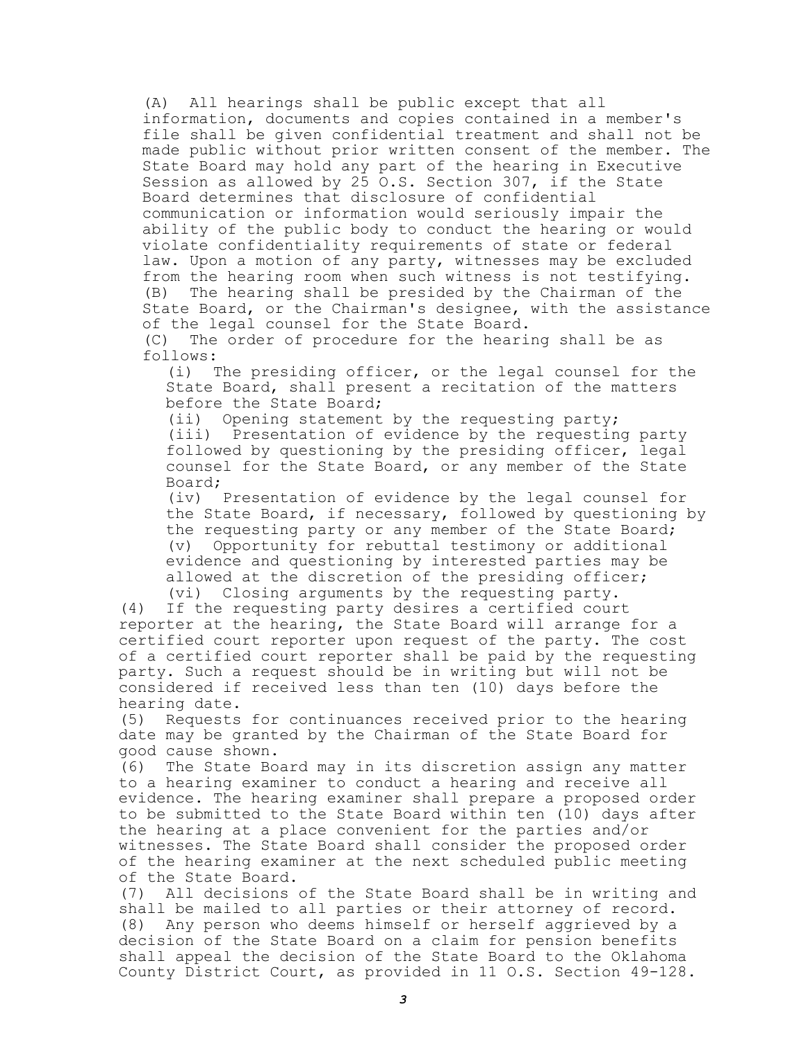(A) All hearings shall be public except that all information, documents and copies contained in a member's file shall be given confidential treatment and shall not be made public without prior written consent of the member. The State Board may hold any part of the hearing in Executive Session as allowed by 25 O.S. Section 307, if the State Board determines that disclosure of confidential communication or information would seriously impair the ability of the public body to conduct the hearing or would violate confidentiality requirements of state or federal law. Upon a motion of any party, witnesses may be excluded from the hearing room when such witness is not testifying.

(B) The hearing shall be presided by the Chairman of the State Board, or the Chairman's designee, with the assistance of the legal counsel for the State Board.

(C) The order of procedure for the hearing shall be as follows:

(i) The presiding officer, or the legal counsel for the State Board, shall present a recitation of the matters before the State Board;

(ii) Opening statement by the requesting party;

(iii) Presentation of evidence by the requesting party followed by questioning by the presiding officer, legal counsel for the State Board, or any member of the State Board;

(iv) Presentation of evidence by the legal counsel for the State Board, if necessary, followed by questioning by the requesting party or any member of the State Board;

(v) Opportunity for rebuttal testimony or additional evidence and questioning by interested parties may be allowed at the discretion of the presiding officer;

(vi) Closing arguments by the requesting party.

(4) If the requesting party desires a certified court reporter at the hearing, the State Board will arrange for a certified court reporter upon request of the party. The cost of a certified court reporter shall be paid by the requesting party. Such a request should be in writing but will not be considered if received less than ten (10) days before the hearing date.

(5) Requests for continuances received prior to the hearing date may be granted by the Chairman of the State Board for good cause shown.

(6) The State Board may in its discretion assign any matter to a hearing examiner to conduct a hearing and receive all evidence. The hearing examiner shall prepare a proposed order to be submitted to the State Board within ten (10) days after the hearing at a place convenient for the parties and/or witnesses. The State Board shall consider the proposed order of the hearing examiner at the next scheduled public meeting of the State Board.

(7) All decisions of the State Board shall be in writing and shall be mailed to all parties or their attorney of record.

(8) Any person who deems himself or herself aggrieved by a decision of the State Board on a claim for pension benefits shall appeal the decision of the State Board to the Oklahoma County District Court, as provided in 11 O.S. Section 49-128.